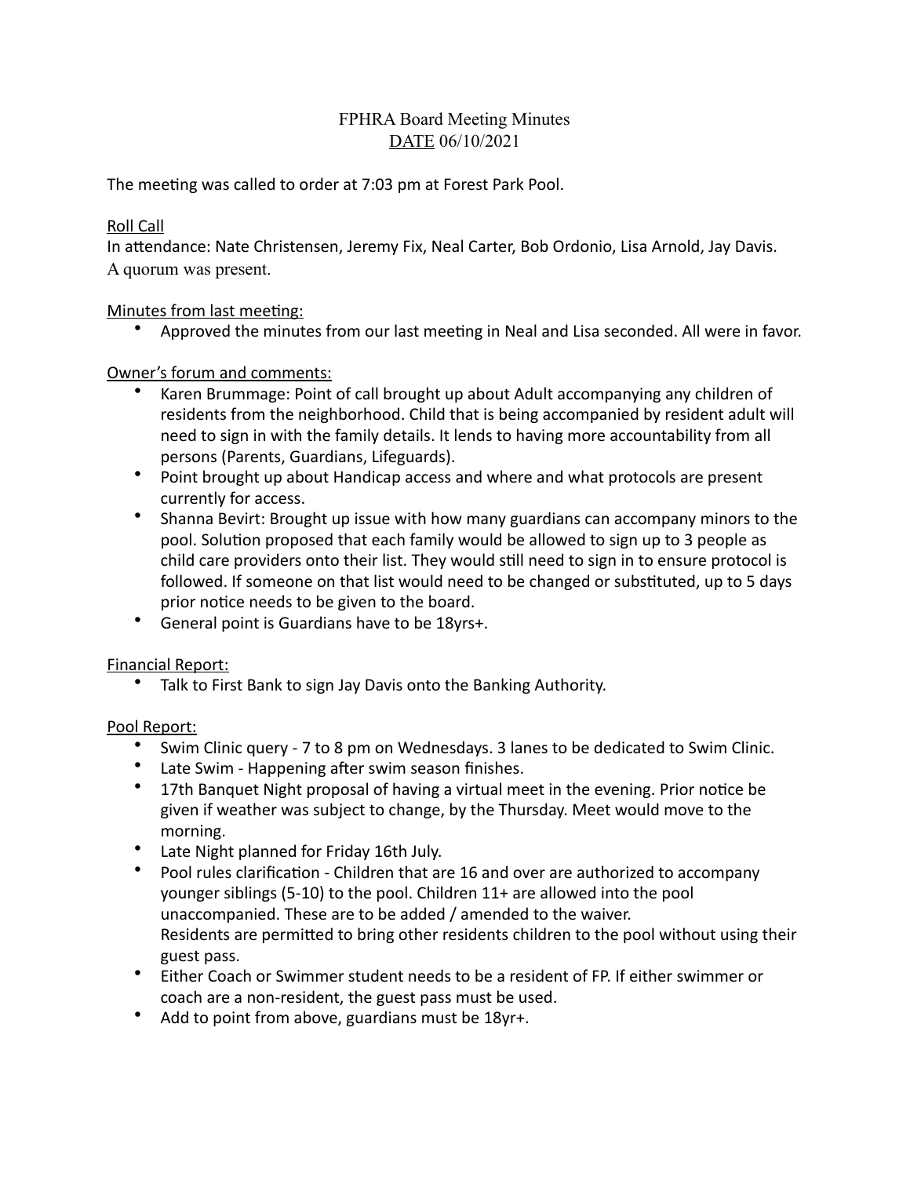# FPHRA Board Meeting Minutes

DATE 06/10/2021

The meeting was called to order at 7:03 pm at Forest Park Pool.

## Roll Call

In attendance: Nate Christensen, Jeremy Fix, Neal Carter, Bob Ordonio, Lisa Arnold, Jay Davis.
A quorum was present.

## Minutes from last meeting:

- Approved the minutes from our last meeting in Neal and Lisa seconded. All were in favor.

## Owner's forum and comments:

- Karen Brummage: Point of call brought up about Adult accompanying any children of residents from the neighborhood. Child that is being accompanied by resident adult will need to sign in with the family details. It lends to having more accountability from all persons (Parents, Guardians, Lifeguards).
- Point brought up about Handicap access and where and what protocols are present currently for access.
- Shanna Bevirt: Brought up issue with how many guardians can accompany minors to the pool. Solution proposed that each family would be allowed to sign up to 3 people as child care providers onto their list. They would still need to sign in to ensure protocol is followed. If someone on that list would need to be changed or substituted, up to 5 days prior notice needs to be given to the board.
- General point is Guardians have to be 18yrs+.

## Financial Report:

- Talk to First Bank to sign Jay Davis onto the Banking Authority.

## Pool Report:

- Swim Clinic query - 7 to 8 pm on Wednesdays. 3 lanes to be dedicated to Swim Clinic.
- Late Swim - Happening after swim season finishes.
- 17th Banquet Night proposal of having a virtual meet in the evening. Prior notice be given if weather was subject to change, by the Thursday. Meet would move to the morning.
- Late Night planned for Friday 16th July.
- Pool rules clarification - Children that are 16 and over are authorized to accompany younger siblings (5-10) to the pool. Children 11+ are allowed into the pool unaccompanied. These are to be added / amended to the waiver.
  Residents are permitted to bring other residents children to the pool without using their guest pass.
- Either Coach or Swimmer student needs to be a resident of FP. If either swimmer or coach are a non-resident, the guest pass must be used.
- Add to point from above, guardians must be 18yr+.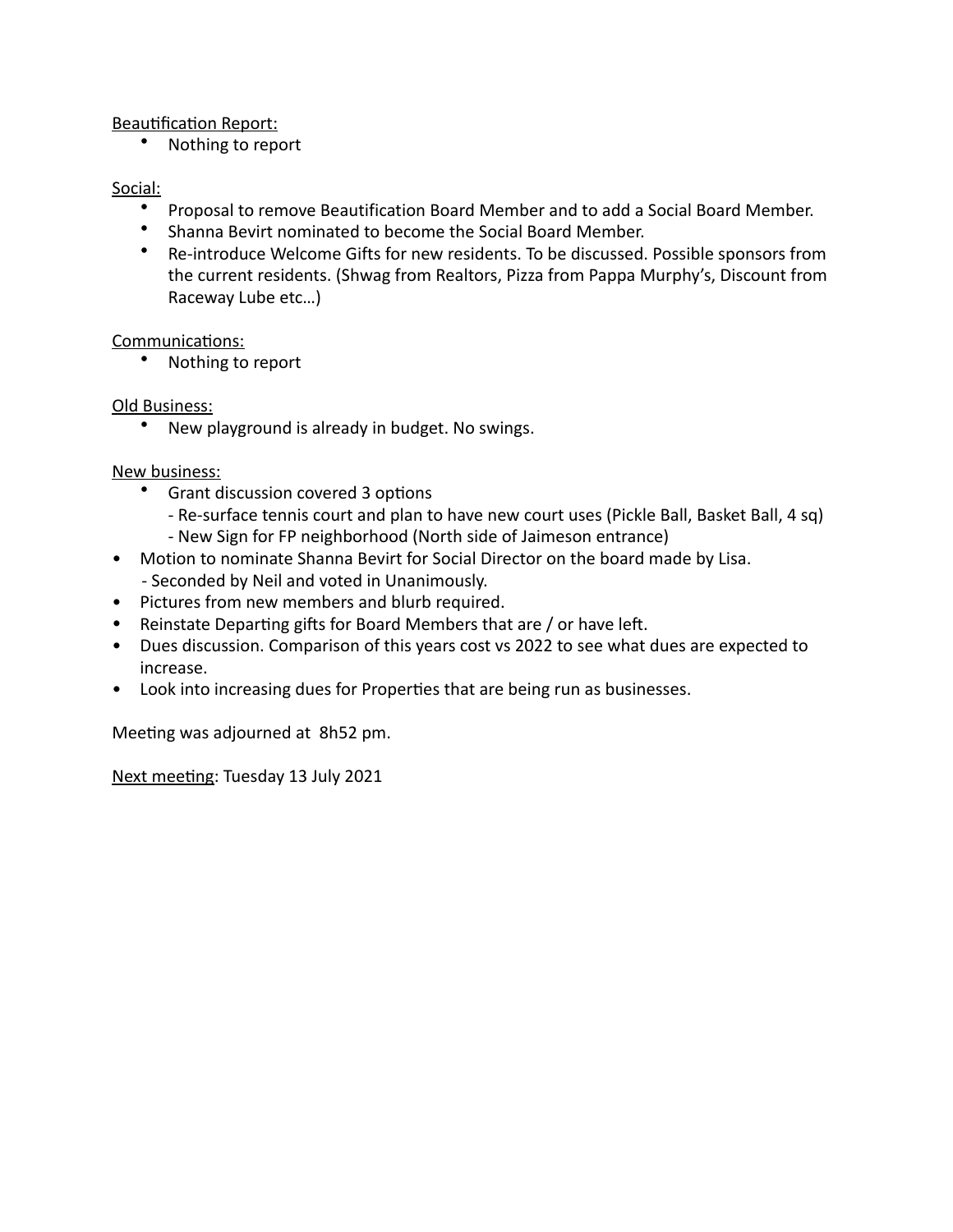Beautification Report:

- Nothing to report

Social:

- Proposal to remove Beautification Board Member and to add a Social Board Member.
- Shanna Bevirt nominated to become the Social Board Member.
- Re-introduce Welcome Gifts for new residents. To be discussed. Possible sponsors from the current residents. (Shwag from Realtors, Pizza from Pappa Murphy's, Discount from Raceway Lube etc…)

Communications:

- Nothing to report

Old Business:

- New playground is already in budget. No swings.

New business:

- Grant discussion covered 3 options
  - Re-surface tennis court and plan to have new court uses (Pickle Ball, Basket Ball, 4 sq)
  - New Sign for FP neighborhood (North side of Jaimeson entrance)
- Motion to nominate Shanna Bevirt for Social Director on the board made by Lisa.
  - Seconded by Neil and voted in Unanimously.
- Pictures from new members and blurb required.
- Reinstate Departing gifts for Board Members that are / or have left.
- Dues discussion. Comparison of this years cost vs 2022 to see what dues are expected to increase.
- Look into increasing dues for Properties that are being run as businesses.

Meeting was adjourned at 8h52 pm.

Next meeting: Tuesday 13 July 2021